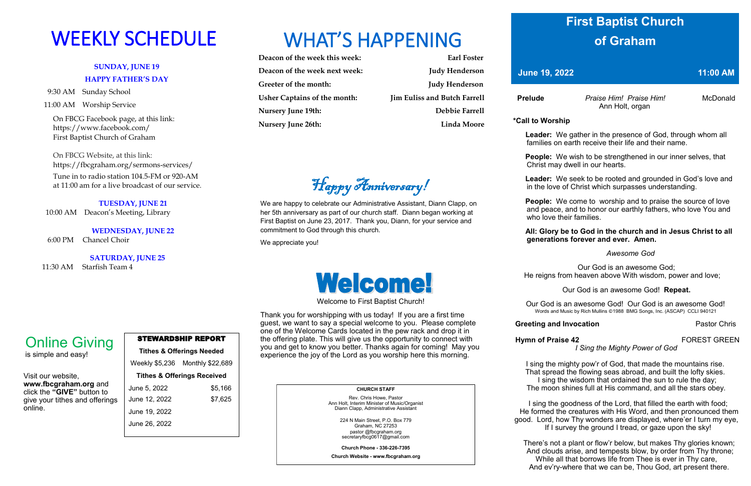# WEEKLY SCHEDULE

**SUNDAY, JUNE 19**

**HAPPY FATHER'S DAY**

9:30 AM Sunday School

11:00 AM Worship Service

On FBCG Facebook page, at this link: https://www.facebook.com/ First Baptist Church of Graham

On FBCG Website, at this link: https://fbcgraham.org/sermons-services/

Tune in to radio station 104.5-FM or 920-AM at 11:00 am for a live broadcast of our service.

**TUESDAY, JUNE 21**

10:00 AM Deacon's Meeting, Library

**WEDNESDAY, JUNE 22**

6:00 PM Chancel Choir

**SATURDAY, JUNE 25**

11:30 AM Starfish Team 4

## Online Giving

is simple and easy!

Visit our website, **www.fbcgraham.org** and click the **"GIVE"** button to give your tithes and offerings online.

| STEWARDSHIP REPORT | |
|---|---|
| **Tithes & Offerings Needed** | |
| Weekly $5,236 | Monthly $22,689 |
| **Tithes & Offerings Received** | |
| June 5, 2022 | $5,166 |
| June 12, 2022 | $7,625 |
| June 19, 2022 | |
| June 26, 2022 | |

# WHAT'S HAPPENING

| | |
|---|---|
| **Deacon of the week this week:** | **Earl Foster** |
| **Deacon of the week next week:** | **Judy Henderson** |
| **Greeter of the month:** | **Judy Henderson** |
| **Usher Captains of the month:** | **Jim Euliss and Butch Farrell** |
| **Nursery June 19th:** | **Debbie Farrell** |
| **Nursery June 26th:** | **Linda Moore** |

## *Happy Anniversary!*

We are happy to celebrate our Administrative Assistant, Diann Clapp, on her 5th anniversary as part of our church staff. Diann began working at First Baptist on June 23, 2017. Thank you, Diann, for your service and commitment to God through this church.

We appreciate you!

## Welcome!

Welcome to First Baptist Church!

Thank you for worshipping with us today! If you are a first time guest, we want to say a special welcome to you. Please complete one of the Welcome Cards located in the pew rack and drop it in the offering plate. This will give us the opportunity to connect with you and get to know you better. Thanks again for coming! May you experience the joy of the Lord as you worship here this morning.

**CHURCH STAFF**

Rev. Chris Howe, Pastor
Ann Holt, Interim Minister of Music/Organist
Diann Clapp, Administrative Assistant

224 N Main Street, P.O. Box 779
Graham, NC 27253
pastor @fbcgraham.org
secretaryfbcg0617@gmail.com

**Church Phone - 336-226-7395**

**Church Website - www.fbcgraham.org**

# First Baptist Church of Graham

**June 19, 2022 — 11:00 AM**

**Prelude** *Praise Him! Praise Him!* McDonald
Ann Holt, organ

**\*Call to Worship**

**Leader:** We gather in the presence of God, through whom all families on earth receive their life and their name.

**People:** We wish to be strengthened in our inner selves, that Christ may dwell in our hearts.

**Leader:** We seek to be rooted and grounded in God's love and in the love of Christ which surpasses understanding.

**People:** We come to worship and to praise the source of love and peace, and to honor our earthly fathers, who love You and who love their families.

**All: Glory be to God in the church and in Jesus Christ to all generations forever and ever. Amen.**

*Awesome God*

Our God is an awesome God;
He reigns from heaven above With wisdom, power and love;

Our God is an awesome God! **Repeat.**

Our God is an awesome God! Our God is an awesome God!
Words and Music by Rich Mullins ©1988 BMG Songs, Inc. (ASCAP) CCLI 940121

**Greeting and Invocation** Pastor Chris

**Hymn of Praise 42** FOREST GREEN
*I Sing the Mighty Power of God*

I sing the mighty pow'r of God, that made the mountains rise.
That spread the flowing seas abroad, and built the lofty skies.
I sing the wisdom that ordained the sun to rule the day;
The moon shines full at His command, and all the stars obey.

I sing the goodness of the Lord, that filled the earth with food;
He formed the creatures with His Word, and then pronounced them good. Lord, how Thy wonders are displayed, where'er I turn my eye,
If I survey the ground I tread, or gaze upon the sky!

There's not a plant or flow'r below, but makes Thy glories known;
And clouds arise, and tempests blow, by order from Thy throne;
While all that borrows life from Thee is ever in Thy care,
And ev'ry-where that we can be, Thou God, art present there.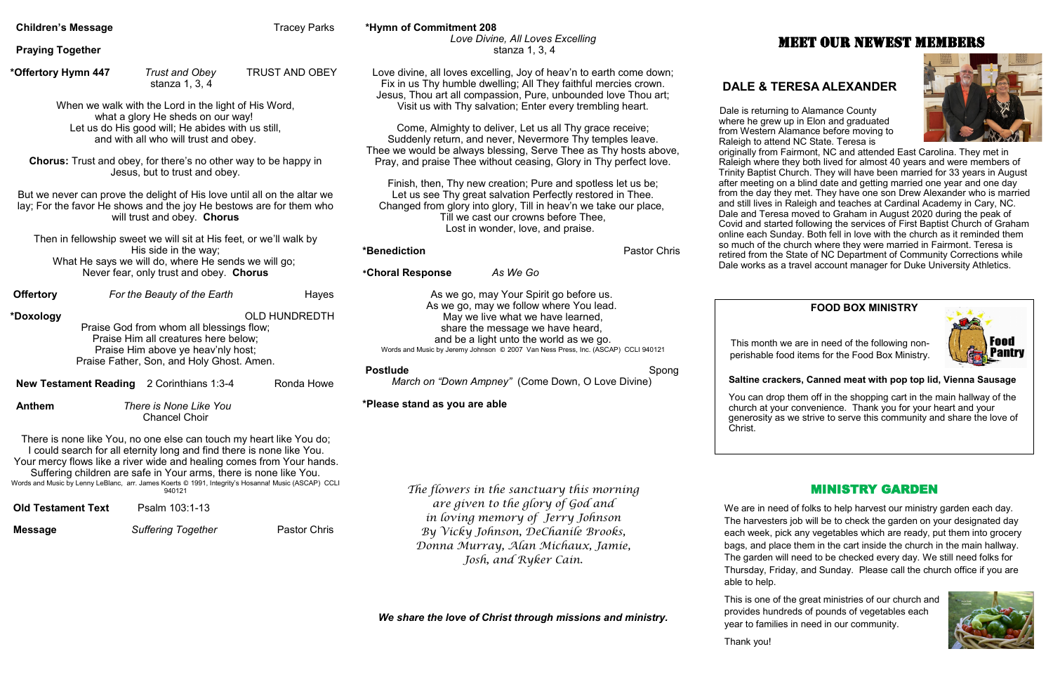**Children's Message** Tracey Parks

**Praying Together**

**\*Offertory Hymn 447** *Trust and Obey* TRUST AND OBEY
stanza 1, 3, 4

When we walk with the Lord in the light of His Word,
what a glory He sheds on our way!
Let us do His good will; He abides with us still,
and with all who will trust and obey.

**Chorus:** Trust and obey, for there's no other way to be happy in Jesus, but to trust and obey.

But we never can prove the delight of His love until all on the altar we lay; For the favor He shows and the joy He bestows are for them who will trust and obey. **Chorus**

Then in fellowship sweet we will sit at His feet, or we'll walk by His side in the way;
What He says we will do, where He sends we will go;
Never fear, only trust and obey. **Chorus**

**Offertory** *For the Beauty of the Earth* Hayes

**\*Doxology** OLD HUNDREDTH

Praise God from whom all blessings flow;
Praise Him all creatures here below;
Praise Him above ye heav'nly host;
Praise Father, Son, and Holy Ghost. Amen.

**New Testament Reading** 2 Corinthians 1:3-4 Ronda Howe

**Anthem** *There is None Like You* Chancel Choir

There is none like You, no one else can touch my heart like You do;
I could search for all eternity long and find there is none like You.
Your mercy flows like a river wide and healing comes from Your hands.
Suffering children are safe in Your arms, there is none like You.

Words and Music by Lenny LeBlanc, arr. James Koerts © 1991, Integrity's Hosanna! Music (ASCAP) CCLI 940121

**Old Testament Text** Psalm 103:1-13

**Message** *Suffering Together* Pastor Chris

**\*Hymn of Commitment 208**
*Love Divine, All Loves Excelling*
stanza 1, 3, 4

Love divine, all loves excelling, Joy of heav'n to earth come down;
Fix in us Thy humble dwelling; All Thy faithful mercies crown.
Jesus, Thou art all compassion, Pure, unbounded love Thou art;
Visit us with Thy salvation; Enter every trembling heart.

Come, Almighty to deliver, Let us all Thy grace receive;
Suddenly return, and never, Nevermore Thy temples leave.
Thee we would be always blessing, Serve Thee as Thy hosts above,
Pray, and praise Thee without ceasing, Glory in Thy perfect love.

Finish, then, Thy new creation; Pure and spotless let us be;
Let us see Thy great salvation Perfectly restored in Thee.
Changed from glory into glory, Till in heav'n we take our place,
Till we cast our crowns before Thee,
Lost in wonder, love, and praise.

**\*Benediction** Pastor Chris

**\*Choral Response** *As We Go*

As we go, may Your Spirit go before us.
As we go, may we follow where You lead.
May we live what we have learned,
share the message we have heard,
and be a light unto the world as we go.

Words and Music by Jeremy Johnson © 2007 Van Ness Press, Inc. (ASCAP) CCLI 940121

**Postlude** Spong
*March on "Down Ampney"* (Come Down, O Love Divine)

**\*Please stand as you are able**

*The flowers in the sanctuary this morning are given to the glory of God and in loving memory of Jerry Johnson By Vicky Johnson, DeChanile Brooks, Donna Murray, Alan Michaux, Jamie, Josh, and Ryker Cain.*

***We share the love of Christ through missions and ministry.***

# MEET OUR NEWEST MEMBERS

## DALE & TERESA ALEXANDER

Dale is returning to Alamance County where he grew up in Elon and graduated from Western Alamance before moving to Raleigh to attend NC State. Teresa is originally from Fairmont, NC and attended East Carolina. They met in Raleigh where they both lived for almost 40 years and were members of Trinity Baptist Church. They will have been married for 33 years in August after meeting on a blind date and getting married one year and one day from the day they met. They have one son Drew Alexander who is married and still lives in Raleigh and teaches at Cardinal Academy in Cary, NC. Dale and Teresa moved to Graham in August 2020 during the peak of Covid and started following the services of First Baptist Church of Graham online each Sunday. Both fell in love with the church as it reminded them so much of the church where they were married in Fairmont. Teresa is retired from the State of NC Department of Community Corrections while Dale works as a travel account manager for Duke University Athletics.

**FOOD BOX MINISTRY**

This month we are in need of the following non-perishable food items for the Food Box Ministry.

**Saltine crackers, Canned meat with pop top lid, Vienna Sausage**

You can drop them off in the shopping cart in the main hallway of the church at your convenience. Thank you for your heart and your generosity as we strive to serve this community and share the love of Christ.

## MINISTRY GARDEN

We are in need of folks to help harvest our ministry garden each day. The harvesters job will be to check the garden on your designated day each week, pick any vegetables which are ready, put them into grocery bags, and place them in the cart inside the church in the main hallway. The garden will need to be checked every day. We still need folks for Thursday, Friday, and Sunday. Please call the church office if you are able to help.

This is one of the great ministries of our church and provides hundreds of pounds of vegetables each year to families in need in our community.

Thank you!